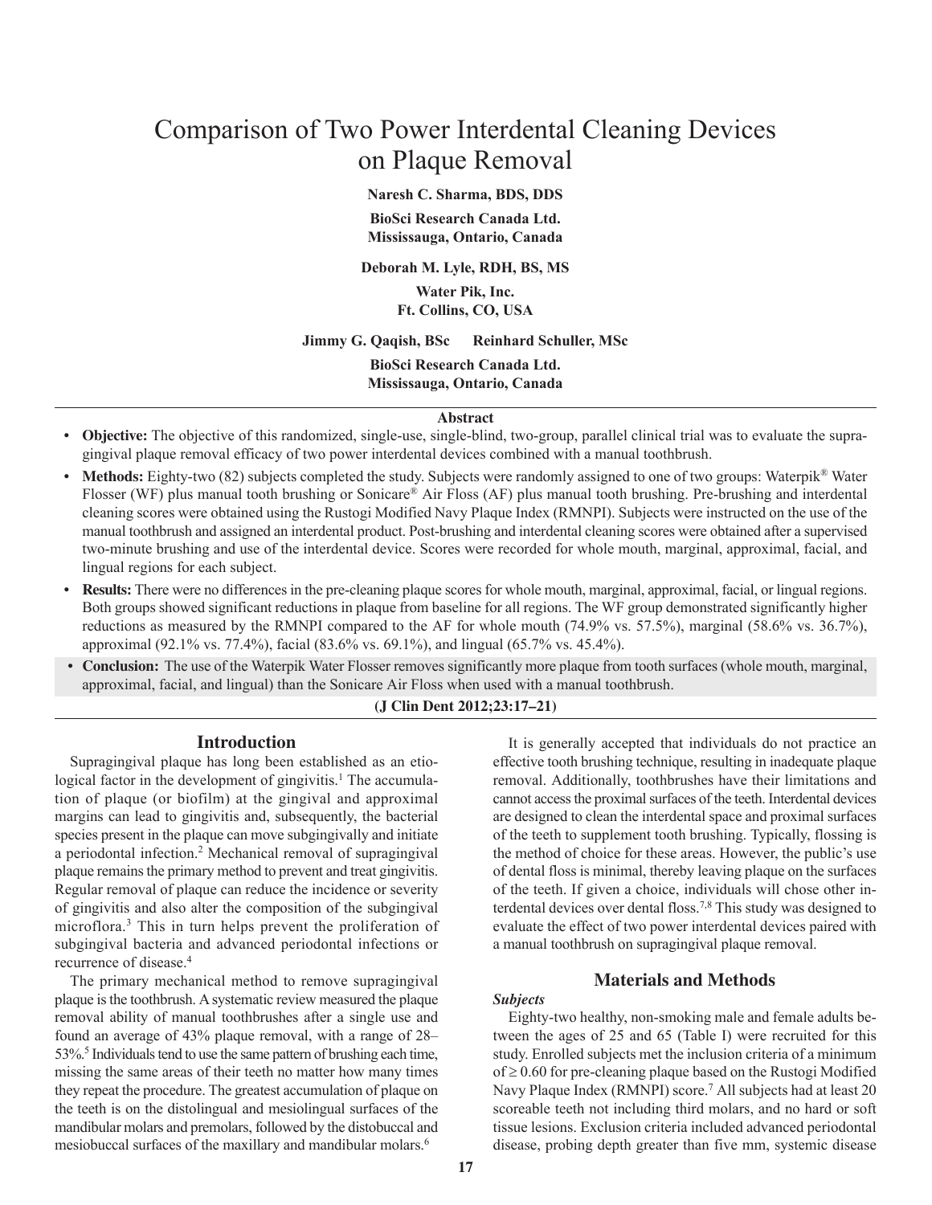# Comparison of Two Power Interdental Cleaning Devices on Plaque Removal

**Naresh C. Sharma, BDS, DDS**

**BioSci Research Canada Ltd.**
**Mississauga, Ontario, Canada**

**Deborah M. Lyle, RDH, BS, MS**

**Water Pik, Inc.**
**Ft. Collins, CO, USA**

**Jimmy G. Qaqish, BSc  Reinhard Schuller, MSc**

**BioSci Research Canada Ltd.**
**Mississauga, Ontario, Canada**

## Abstract

- **Objective:** The objective of this randomized, single-use, single-blind, two-group, parallel clinical trial was to evaluate the supragingival plaque removal efficacy of two power interdental devices combined with a manual toothbrush.
- **Methods:** Eighty-two (82) subjects completed the study. Subjects were randomly assigned to one of two groups: Waterpik® Water Flosser (WF) plus manual tooth brushing or Sonicare® Air Floss (AF) plus manual tooth brushing. Pre-brushing and interdental cleaning scores were obtained using the Rustogi Modified Navy Plaque Index (RMNPI). Subjects were instructed on the use of the manual toothbrush and assigned an interdental product. Post-brushing and interdental cleaning scores were obtained after a supervised two-minute brushing and use of the interdental device. Scores were recorded for whole mouth, marginal, approximal, facial, and lingual regions for each subject.
- **Results:** There were no differences in the pre-cleaning plaque scores for whole mouth, marginal, approximal, facial, or lingual regions. Both groups showed significant reductions in plaque from baseline for all regions. The WF group demonstrated significantly higher reductions as measured by the RMNPI compared to the AF for whole mouth (74.9% vs. 57.5%), marginal (58.6% vs. 36.7%), approximal (92.1% vs. 77.4%), facial (83.6% vs. 69.1%), and lingual (65.7% vs. 45.4%).
- **Conclusion:** The use of the Waterpik Water Flosser removes significantly more plaque from tooth surfaces (whole mouth, marginal, approximal, facial, and lingual) than the Sonicare Air Floss when used with a manual toothbrush.

**(J Clin Dent 2012;23:17–21)**

## Introduction

Supragingival plaque has long been established as an etiological factor in the development of gingivitis.[1] The accumulation of plaque (or biofilm) at the gingival and approximal margins can lead to gingivitis and, subsequently, the bacterial species present in the plaque can move subgingivally and initiate a periodontal infection.[2] Mechanical removal of supragingival plaque remains the primary method to prevent and treat gingivitis. Regular removal of plaque can reduce the incidence or severity of gingivitis and also alter the composition of the subgingival microflora.[3] This in turn helps prevent the proliferation of subgingival bacteria and advanced periodontal infections or recurrence of disease.[4]

The primary mechanical method to remove supragingival plaque is the toothbrush. A systematic review measured the plaque removal ability of manual toothbrushes after a single use and found an average of 43% plaque removal, with a range of 28–53%.[5] Individuals tend to use the same pattern of brushing each time, missing the same areas of their teeth no matter how many times they repeat the procedure. The greatest accumulation of plaque on the teeth is on the distolingual and mesiolingual surfaces of the mandibular molars and premolars, followed by the distobuccal and mesiobuccal surfaces of the maxillary and mandibular molars.[6]

It is generally accepted that individuals do not practice an effective tooth brushing technique, resulting in inadequate plaque removal. Additionally, toothbrushes have their limitations and cannot access the proximal surfaces of the teeth. Interdental devices are designed to clean the interdental space and proximal surfaces of the teeth to supplement tooth brushing. Typically, flossing is the method of choice for these areas. However, the public's use of dental floss is minimal, thereby leaving plaque on the surfaces of the teeth. If given a choice, individuals will chose other interdental devices over dental floss.[7,8] This study was designed to evaluate the effect of two power interdental devices paired with a manual toothbrush on supragingival plaque removal.

## Materials and Methods

### *Subjects*

Eighty-two healthy, non-smoking male and female adults between the ages of 25 and 65 (Table I) were recruited for this study. Enrolled subjects met the inclusion criteria of a minimum of ≥ 0.60 for pre-cleaning plaque based on the Rustogi Modified Navy Plaque Index (RMNPI) score.[7] All subjects had at least 20 scoreable teeth not including third molars, and no hard or soft tissue lesions. Exclusion criteria included advanced periodontal disease, probing depth greater than five mm, systemic disease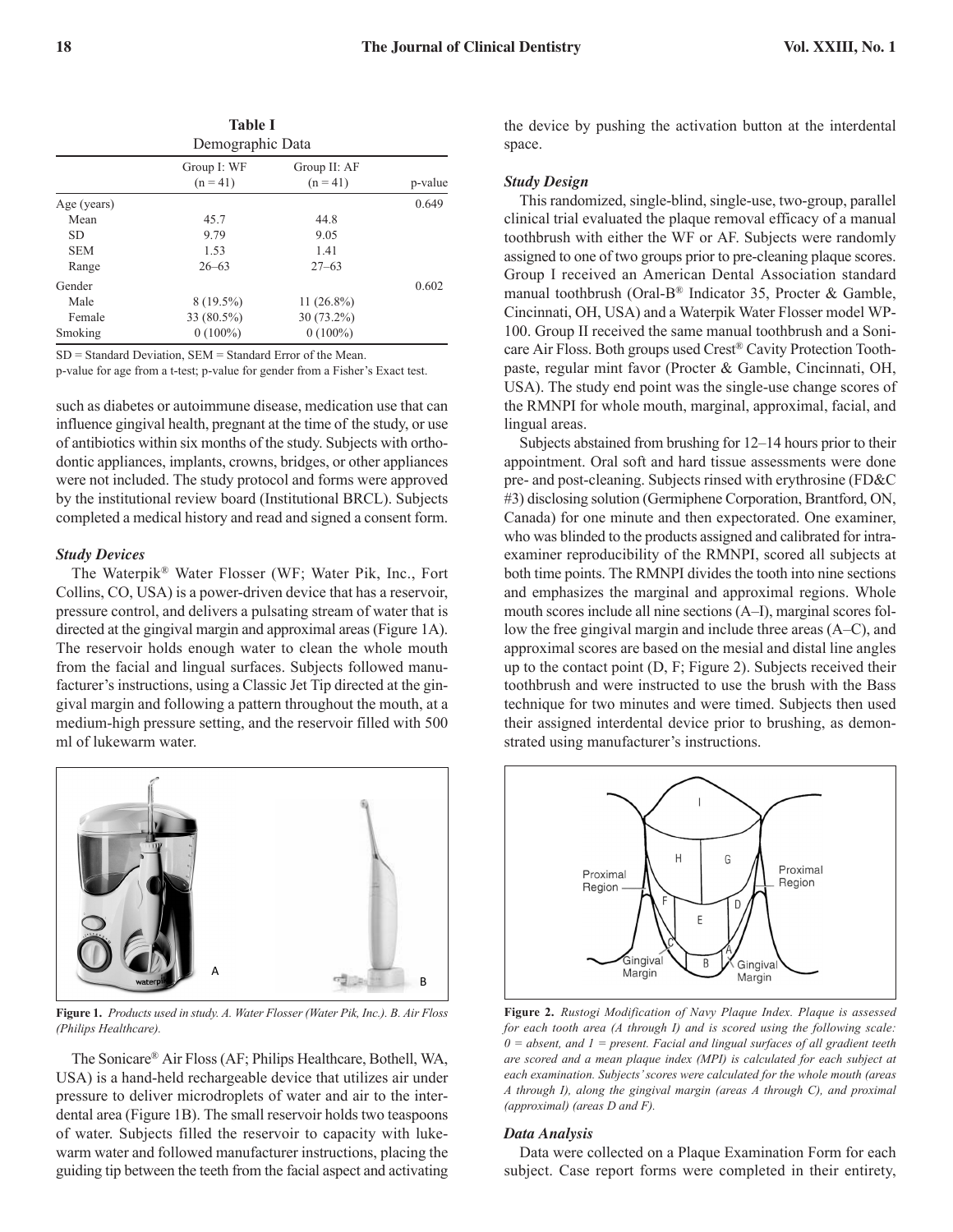**Table I**
Demographic Data

| | Group I: WF (n = 41) | Group II: AF (n = 41) | p-value |
|---|---|---|---|
| Age (years) | | | 0.649 |
| Mean | 45.7 | 44.8 | |
| SD | 9.79 | 9.05 | |
| SEM | 1.53 | 1.41 | |
| Range | 26–63 | 27–63 | |
| Gender | | | 0.602 |
| Male | 8 (19.5%) | 11 (26.8%) | |
| Female | 33 (80.5%) | 30 (73.2%) | |
| Smoking | 0 (100%) | 0 (100%) | |

SD = Standard Deviation, SEM = Standard Error of the Mean.
p-value for age from a t-test; p-value for gender from a Fisher's Exact test.

such as diabetes or autoimmune disease, medication use that can influence gingival health, pregnant at the time of the study, or use of antibiotics within six months of the study. Subjects with orthodontic appliances, implants, crowns, bridges, or other appliances were not included. The study protocol and forms were approved by the institutional review board (Institutional BRCL). Subjects completed a medical history and read and signed a consent form.

### *Study Devices*

The Waterpik® Water Flosser (WF; Water Pik, Inc., Fort Collins, CO, USA) is a power-driven device that has a reservoir, pressure control, and delivers a pulsating stream of water that is directed at the gingival margin and approximal areas (Figure 1A). The reservoir holds enough water to clean the whole mouth from the facial and lingual surfaces. Subjects followed manufacturer's instructions, using a Classic Jet Tip directed at the gingival margin and following a pattern throughout the mouth, at a medium-high pressure setting, and the reservoir filled with 500 ml of lukewarm water.

**Figure 1.** *Products used in study. A. Water Flosser (Water Pik, Inc.). B. Air Floss (Philips Healthcare).*

The Sonicare® Air Floss (AF; Philips Healthcare, Bothell, WA, USA) is a hand-held rechargeable device that utilizes air under pressure to deliver microdroplets of water and air to the interdental area (Figure 1B). The small reservoir holds two teaspoons of water. Subjects filled the reservoir to capacity with lukewarm water and followed manufacturer instructions, placing the guiding tip between the teeth from the facial aspect and activating the device by pushing the activation button at the interdental space.

### *Study Design*

This randomized, single-blind, single-use, two-group, parallel clinical trial evaluated the plaque removal efficacy of a manual toothbrush with either the WF or AF. Subjects were randomly assigned to one of two groups prior to pre-cleaning plaque scores. Group I received an American Dental Association standard manual toothbrush (Oral-B® Indicator 35, Procter & Gamble, Cincinnati, OH, USA) and a Waterpik Water Flosser model WP-100. Group II received the same manual toothbrush and a Sonicare Air Floss. Both groups used Crest® Cavity Protection Toothpaste, regular mint favor (Procter & Gamble, Cincinnati, OH, USA). The study end point was the single-use change scores of the RMNPI for whole mouth, marginal, approximal, facial, and lingual areas.

Subjects abstained from brushing for 12–14 hours prior to their appointment. Oral soft and hard tissue assessments were done pre- and post-cleaning. Subjects rinsed with erythrosine (FD&C #3) disclosing solution (Germiphene Corporation, Brantford, ON, Canada) for one minute and then expectorated. One examiner, who was blinded to the products assigned and calibrated for intra-examiner reproducibility of the RMNPI, scored all subjects at both time points. The RMNPI divides the tooth into nine sections and emphasizes the marginal and approximal regions. Whole mouth scores include all nine sections (A–I), marginal scores follow the free gingival margin and include three areas (A–C), and approximal scores are based on the mesial and distal line angles up to the contact point (D, F; Figure 2). Subjects received their toothbrush and were instructed to use the brush with the Bass technique for two minutes and were timed. Subjects then used their assigned interdental device prior to brushing, as demonstrated using manufacturer's instructions.

**Figure 2.** *Rustogi Modification of Navy Plaque Index. Plaque is assessed for each tooth area (A through I) and is scored using the following scale: 0 = absent, and 1 = present. Facial and lingual surfaces of all gradient teeth are scored and a mean plaque index (MPI) is calculated for each subject at each examination. Subjects' scores were calculated for the whole mouth (areas A through I), along the gingival margin (areas A through C), and proximal (approximal) (areas D and F).*

### *Data Analysis*

Data were collected on a Plaque Examination Form for each subject. Case report forms were completed in their entirety,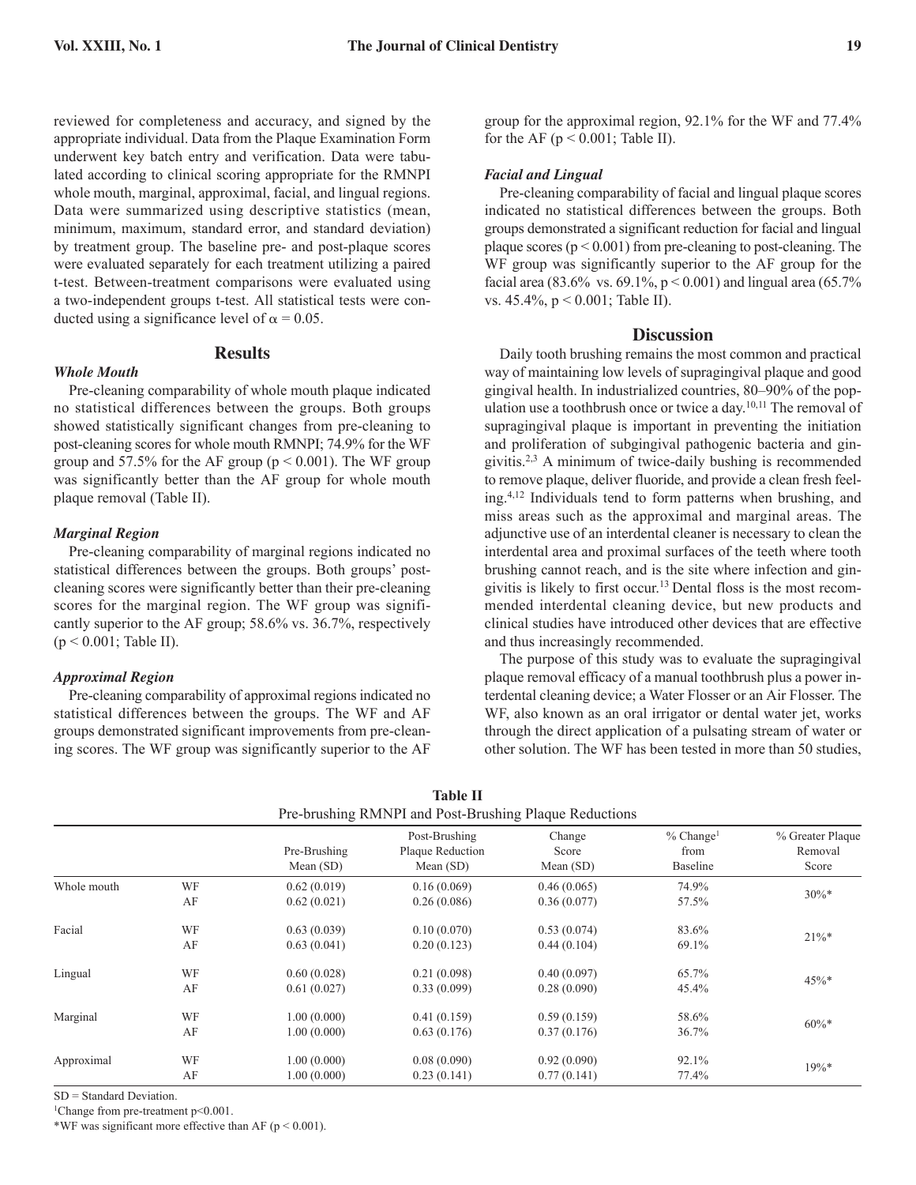reviewed for completeness and accuracy, and signed by the appropriate individual. Data from the Plaque Examination Form underwent key batch entry and verification. Data were tabulated according to clinical scoring appropriate for the RMNPI whole mouth, marginal, approximal, facial, and lingual regions. Data were summarized using descriptive statistics (mean, minimum, maximum, standard error, and standard deviation) by treatment group. The baseline pre- and post-plaque scores were evaluated separately for each treatment utilizing a paired t-test. Between-treatment comparisons were evaluated using a two-independent groups t-test. All statistical tests were conducted using a significance level of $\alpha = 0.05$.

## Results

### *Whole Mouth*

Pre-cleaning comparability of whole mouth plaque indicated no statistical differences between the groups. Both groups showed statistically significant changes from pre-cleaning to post-cleaning scores for whole mouth RMNPI; 74.9% for the WF group and 57.5% for the AF group ($p < 0.001$). The WF group was significantly better than the AF group for whole mouth plaque removal (Table II).

### *Marginal Region*

Pre-cleaning comparability of marginal regions indicated no statistical differences between the groups. Both groups' post-cleaning scores were significantly better than their pre-cleaning scores for the marginal region. The WF group was significantly superior to the AF group; 58.6% vs. 36.7%, respectively ($p < 0.001$; Table II).

### *Approximal Region*

Pre-cleaning comparability of approximal regions indicated no statistical differences between the groups. The WF and AF groups demonstrated significant improvements from pre-cleaning scores. The WF group was significantly superior to the AF group for the approximal region, 92.1% for the WF and 77.4% for the AF ($p < 0.001$; Table II).

### *Facial and Lingual*

Pre-cleaning comparability of facial and lingual plaque scores indicated no statistical differences between the groups. Both groups demonstrated a significant reduction for facial and lingual plaque scores ($p < 0.001$) from pre-cleaning to post-cleaning. The WF group was significantly superior to the AF group for the facial area (83.6% vs. 69.1%, $p < 0.001$) and lingual area (65.7% vs. 45.4%, $p < 0.001$; Table II).

## Discussion

Daily tooth brushing remains the most common and practical way of maintaining low levels of supragingival plaque and good gingival health. In industrialized countries, 80–90% of the population use a toothbrush once or twice a day.[10,11] The removal of supragingival plaque is important in preventing the initiation and proliferation of subgingival pathogenic bacteria and gingivitis.[2,3] A minimum of twice-daily bushing is recommended to remove plaque, deliver fluoride, and provide a clean fresh feeling.[4,12] Individuals tend to form patterns when brushing, and miss areas such as the approximal and marginal areas. The adjunctive use of an interdental cleaner is necessary to clean the interdental area and proximal surfaces of the teeth where tooth brushing cannot reach, and is the site where infection and gingivitis is likely to first occur.[13] Dental floss is the most recommended interdental cleaning device, but new products and clinical studies have introduced other devices that are effective and thus increasingly recommended.

The purpose of this study was to evaluate the supragingival plaque removal efficacy of a manual toothbrush plus a power interdental cleaning device; a Water Flosser or an Air Flosser. The WF, also known as an oral irrigator or dental water jet, works through the direct application of a pulsating stream of water or other solution. The WF has been tested in more than 50 studies,

**Table II**
Pre-brushing RMNPI and Post-Brushing Plaque Reductions

| | | Pre-Brushing Mean (SD) | Post-Brushing Plaque Reduction Mean (SD) | Change Score Mean (SD) | % Change[1] from Baseline | % Greater Plaque Removal Score |
|---|---|---|---|---|---|---|
| Whole mouth | WF | 0.62 (0.019) | 0.16 (0.069) | 0.46 (0.065) | 74.9% | 30%* |
| | AF | 0.62 (0.021) | 0.26 (0.086) | 0.36 (0.077) | 57.5% | |
| Facial | WF | 0.63 (0.039) | 0.10 (0.070) | 0.53 (0.074) | 83.6% | 21%* |
| | AF | 0.63 (0.041) | 0.20 (0.123) | 0.44 (0.104) | 69.1% | |
| Lingual | WF | 0.60 (0.028) | 0.21 (0.098) | 0.40 (0.097) | 65.7% | 45%* |
| | AF | 0.61 (0.027) | 0.33 (0.099) | 0.28 (0.090) | 45.4% | |
| Marginal | WF | 1.00 (0.000) | 0.41 (0.159) | 0.59 (0.159) | 58.6% | 60%* |
| | AF | 1.00 (0.000) | 0.63 (0.176) | 0.37 (0.176) | 36.7% | |
| Approximal | WF | 1.00 (0.000) | 0.08 (0.090) | 0.92 (0.090) | 92.1% | 19%* |
| | AF | 1.00 (0.000) | 0.23 (0.141) | 0.77 (0.141) | 77.4% | |

SD = Standard Deviation.

[1]Change from pre-treatment $p<0.001$.

*WF was significant more effective than AF ($p < 0.001$).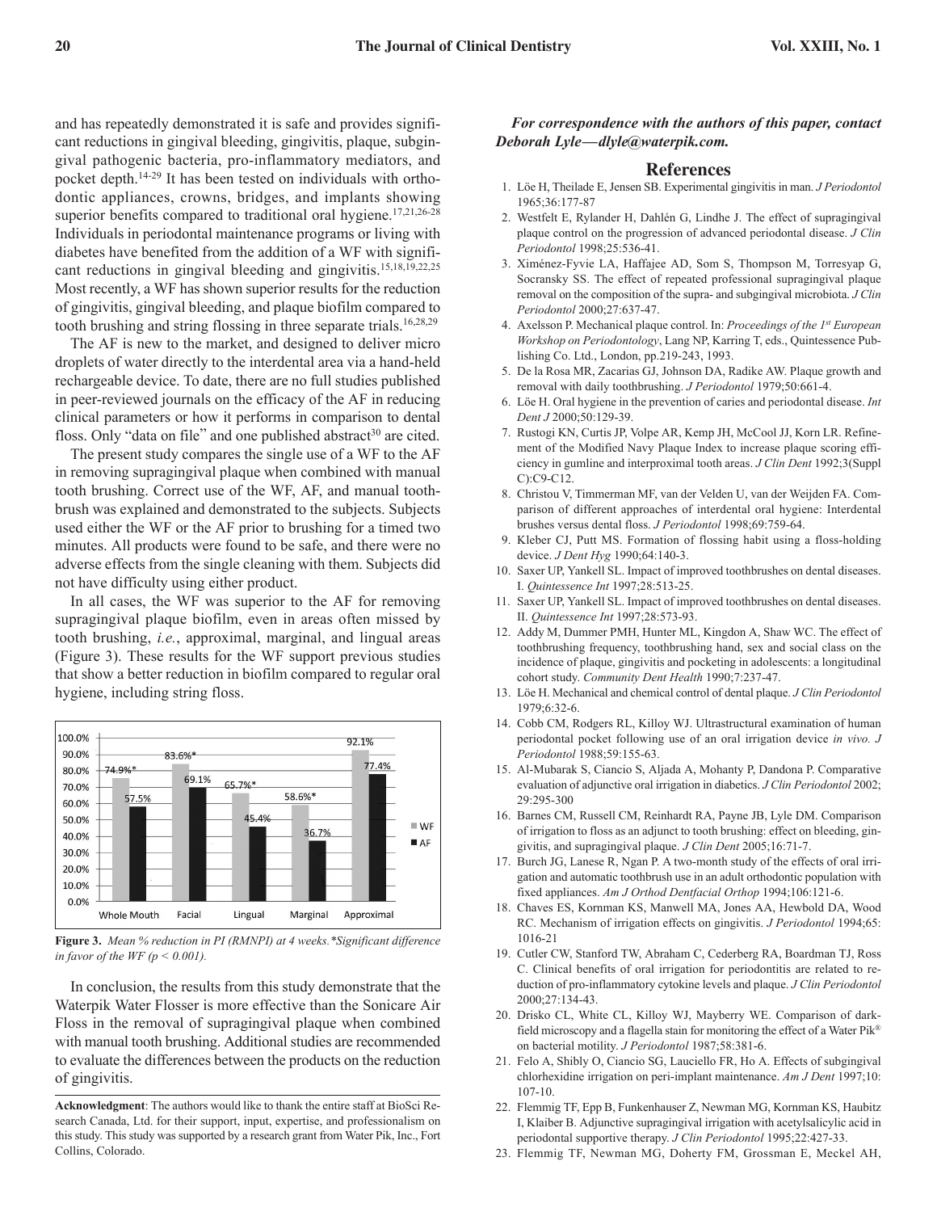and has repeatedly demonstrated it is safe and provides significant reductions in gingival bleeding, gingivitis, plaque, subgingival pathogenic bacteria, pro-inflammatory mediators, and pocket depth.[14-29] It has been tested on individuals with orthodontic appliances, crowns, bridges, and implants showing superior benefits compared to traditional oral hygiene.[17,21,26-28] Individuals in periodontal maintenance programs or living with diabetes have benefited from the addition of a WF with significant reductions in gingival bleeding and gingivitis.[15,18,19,22,25] Most recently, a WF has shown superior results for the reduction of gingivitis, gingival bleeding, and plaque biofilm compared to tooth brushing and string flossing in three separate trials.[16,28,29]

The AF is new to the market, and designed to deliver micro droplets of water directly to the interdental area via a hand-held rechargeable device. To date, there are no full studies published in peer-reviewed journals on the efficacy of the AF in reducing clinical parameters or how it performs in comparison to dental floss. Only "data on file" and one published abstract[30] are cited.

The present study compares the single use of a WF to the AF in removing supragingival plaque when combined with manual tooth brushing. Correct use of the WF, AF, and manual toothbrush was explained and demonstrated to the subjects. Subjects used either the WF or the AF prior to brushing for a timed two minutes. All products were found to be safe, and there were no adverse effects from the single cleaning with them. Subjects did not have difficulty using either product.

In all cases, the WF was superior to the AF for removing supragingival plaque biofilm, even in areas often missed by tooth brushing, *i.e.*, approximal, marginal, and lingual areas (Figure 3). These results for the WF support previous studies that show a better reduction in biofilm compared to regular oral hygiene, including string floss.

| | Whole Mouth | Facial | Lingual | Marginal | Approximal |
|---|---|---|---|---|---|
| WF | 74.9%* | 83.6%* | 65.7%* | 58.6%* | 92.1% |
| AF | 57.5% | 69.1% | 45.4% | 36.7% | 77.4% |

**Figure 3.** *Mean % reduction in PI (RMNPI) at 4 weeks.\*Significant difference in favor of the WF ($p < 0.001$).*

In conclusion, the results from this study demonstrate that the Waterpik Water Flosser is more effective than the Sonicare Air Floss in the removal of supragingival plaque when combined with manual tooth brushing. Additional studies are recommended to evaluate the differences between the products on the reduction of gingivitis.

**Acknowledgment**: The authors would like to thank the entire staff at BioSci Research Canada, Ltd. for their support, input, expertise, and professionalism on this study. This study was supported by a research grant from Water Pik, Inc., Fort Collins, Colorado.

***For correspondence with the authors of this paper, contact Deborah Lyle—dlyle@waterpik.com.***

## References

1. Löe H, Theilade E, Jensen SB. Experimental gingivitis in man. *J Periodontol* 1965;36:177-87
2. Westfelt E, Rylander H, Dahlén G, Lindhe J. The effect of supragingival plaque control on the progression of advanced periodontal disease. *J Clin Periodontol* 1998;25:536-41.
3. Ximénez-Fyvie LA, Haffajee AD, Som S, Thompson M, Torresyap G, Socransky SS. The effect of repeated professional supragingival plaque removal on the composition of the supra- and subgingival microbiota. *J Clin Periodontol* 2000;27:637-47.
4. Axelsson P. Mechanical plaque control. In: *Proceedings of the 1st European Workshop on Periodontology*, Lang NP, Karring T, eds., Quintessence Publishing Co. Ltd., London, pp.219-243, 1993.
5. De la Rosa MR, Zacarias GJ, Johnson DA, Radike AW. Plaque growth and removal with daily toothbrushing. *J Periodontol* 1979;50:661-4.
6. Löe H. Oral hygiene in the prevention of caries and periodontal disease. *Int Dent J* 2000;50:129-39.
7. Rustogi KN, Curtis JP, Volpe AR, Kemp JH, McCool JJ, Korn LR. Refinement of the Modified Navy Plaque Index to increase plaque scoring efficiency in gumline and interproximal tooth areas. *J Clin Dent* 1992;3(Suppl C):C9-C12.
8. Christou V, Timmerman MF, van der Velden U, van der Weijden FA. Comparison of different approaches of interdental oral hygiene: Interdental brushes versus dental floss. *J Periodontol* 1998;69:759-64.
9. Kleber CJ, Putt MS. Formation of flossing habit using a floss-holding device. *J Dent Hyg* 1990;64:140-3.
10. Saxer UP, Yankell SL. Impact of improved toothbrushes on dental diseases. I. *Quintessence Int* 1997;28:513-25.
11. Saxer UP, Yankell SL. Impact of improved toothbrushes on dental diseases. II. *Quintessence Int* 1997;28:573-93.
12. Addy M, Dummer PMH, Hunter ML, Kingdon A, Shaw WC. The effect of toothbrushing frequency, toothbrushing hand, sex and social class on the incidence of plaque, gingivitis and pocketing in adolescents: a longitudinal cohort study. *Community Dent Health* 1990;7:237-47.
13. Löe H. Mechanical and chemical control of dental plaque. *J Clin Periodontol* 1979;6:32-6.
14. Cobb CM, Rodgers RL, Killoy WJ. Ultrastructural examination of human periodontal pocket following use of an oral irrigation device *in vivo*. *J Periodontol* 1988;59:155-63.
15. Al-Mubarak S, Ciancio S, Aljada A, Mohanty P, Dandona P. Comparative evaluation of adjunctive oral irrigation in diabetics. *J Clin Periodontol* 2002; 29:295-300
16. Barnes CM, Russell CM, Reinhardt RA, Payne JB, Lyle DM. Comparison of irrigation to floss as an adjunct to tooth brushing: effect on bleeding, gingivitis, and supragingival plaque. *J Clin Dent* 2005;16:71-7.
17. Burch JG, Lanese R, Ngan P. A two-month study of the effects of oral irrigation and automatic toothbrush use in an adult orthodontic population with fixed appliances. *Am J Orthod Dentfacial Orthop* 1994;106:121-6.
18. Chaves ES, Kornman KS, Manwell MA, Jones AA, Hewbold DA, Wood RC. Mechanism of irrigation effects on gingivitis. *J Periodontol* 1994;65: 1016-21
19. Cutler CW, Stanford TW, Abraham C, Cederberg RA, Boardman TJ, Ross C. Clinical benefits of oral irrigation for periodontitis are related to reduction of pro-inflammatory cytokine levels and plaque. *J Clin Periodontol* 2000;27:134-43.
20. Drisko CL, White CL, Killoy WJ, Mayberry WE. Comparison of dark-field microscopy and a flagella stain for monitoring the effect of a Water Pik® on bacterial motility. *J Periodontol* 1987;58:381-6.
21. Felo A, Shibly O, Ciancio SG, Lauciello FR, Ho A. Effects of subgingival chlorhexidine irrigation on peri-implant maintenance. *Am J Dent* 1997;10: 107-10.
22. Flemmig TF, Epp B, Funkenhauser Z, Newman MG, Kornman KS, Haubitz I, Klaiber B. Adjunctive supragingival irrigation with acetylsalicylic acid in periodontal supportive therapy. *J Clin Periodontol* 1995;22:427-33.
23. Flemmig TF, Newman MG, Doherty FM, Grossman E, Meckel AH,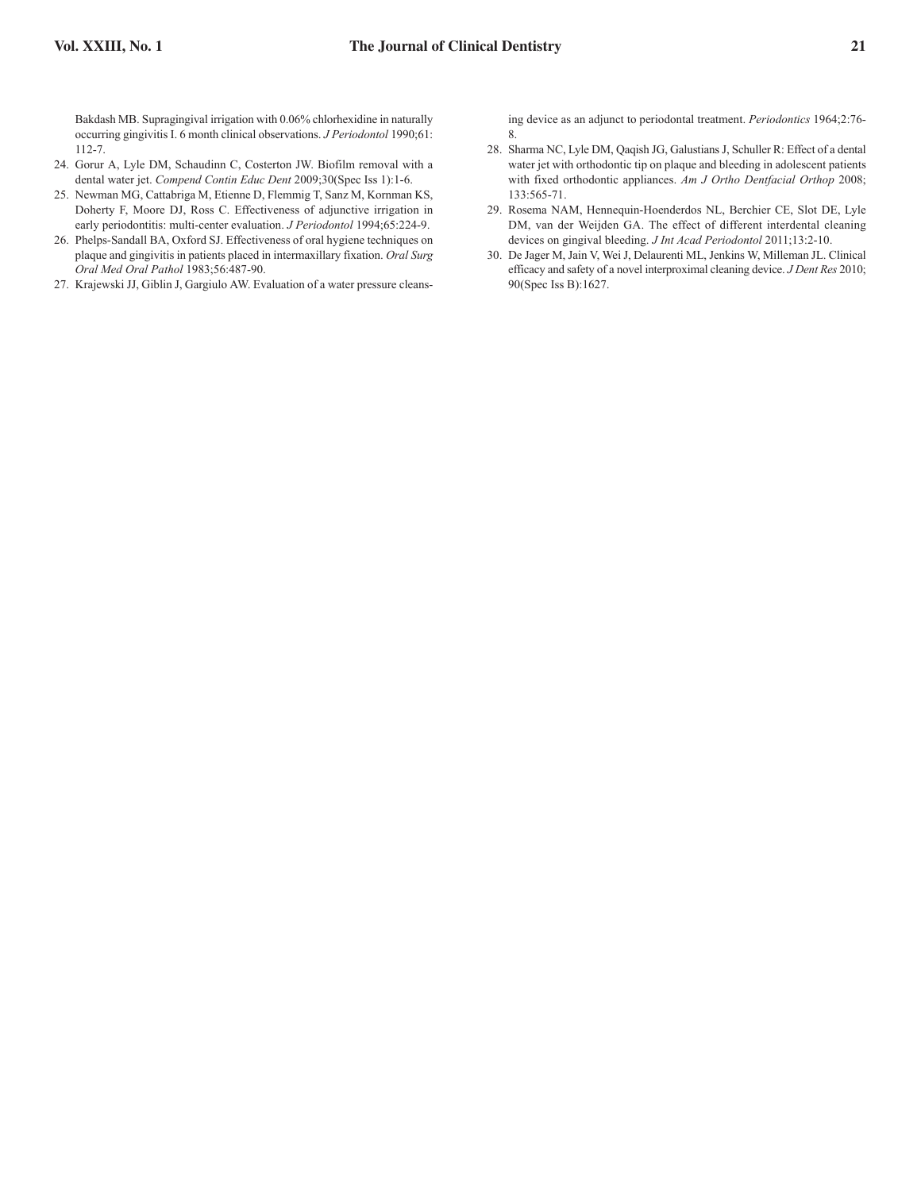Bakdash MB. Supragingival irrigation with 0.06% chlorhexidine in naturally occurring gingivitis I. 6 month clinical observations. *J Periodontol* 1990;61: 112-7.

24. Gorur A, Lyle DM, Schaudinn C, Costerton JW. Biofilm removal with a dental water jet. *Compend Contin Educ Dent* 2009;30(Spec Iss 1):1-6.
25. Newman MG, Cattabriga M, Etienne D, Flemmig T, Sanz M, Kornman KS, Doherty F, Moore DJ, Ross C. Effectiveness of adjunctive irrigation in early periodontitis: multi-center evaluation. *J Periodontol* 1994;65:224-9.
26. Phelps-Sandall BA, Oxford SJ. Effectiveness of oral hygiene techniques on plaque and gingivitis in patients placed in intermaxillary fixation. *Oral Surg Oral Med Oral Pathol* 1983;56:487-90.
27. Krajewski JJ, Giblin J, Gargiulo AW. Evaluation of a water pressure cleansing device as an adjunct to periodontal treatment. *Periodontics* 1964;2:76-8.
28. Sharma NC, Lyle DM, Qaqish JG, Galustians J, Schuller R: Effect of a dental water jet with orthodontic tip on plaque and bleeding in adolescent patients with fixed orthodontic appliances. *Am J Ortho Dentfacial Orthop* 2008; 133:565-71.
29. Rosema NAM, Hennequin-Hoenderdos NL, Berchier CE, Slot DE, Lyle DM, van der Weijden GA. The effect of different interdental cleaning devices on gingival bleeding. *J Int Acad Periodontol* 2011;13:2-10.
30. De Jager M, Jain V, Wei J, Delaurenti ML, Jenkins W, Milleman JL. Clinical efficacy and safety of a novel interproximal cleaning device. *J Dent Res* 2010; 90(Spec Iss B):1627.